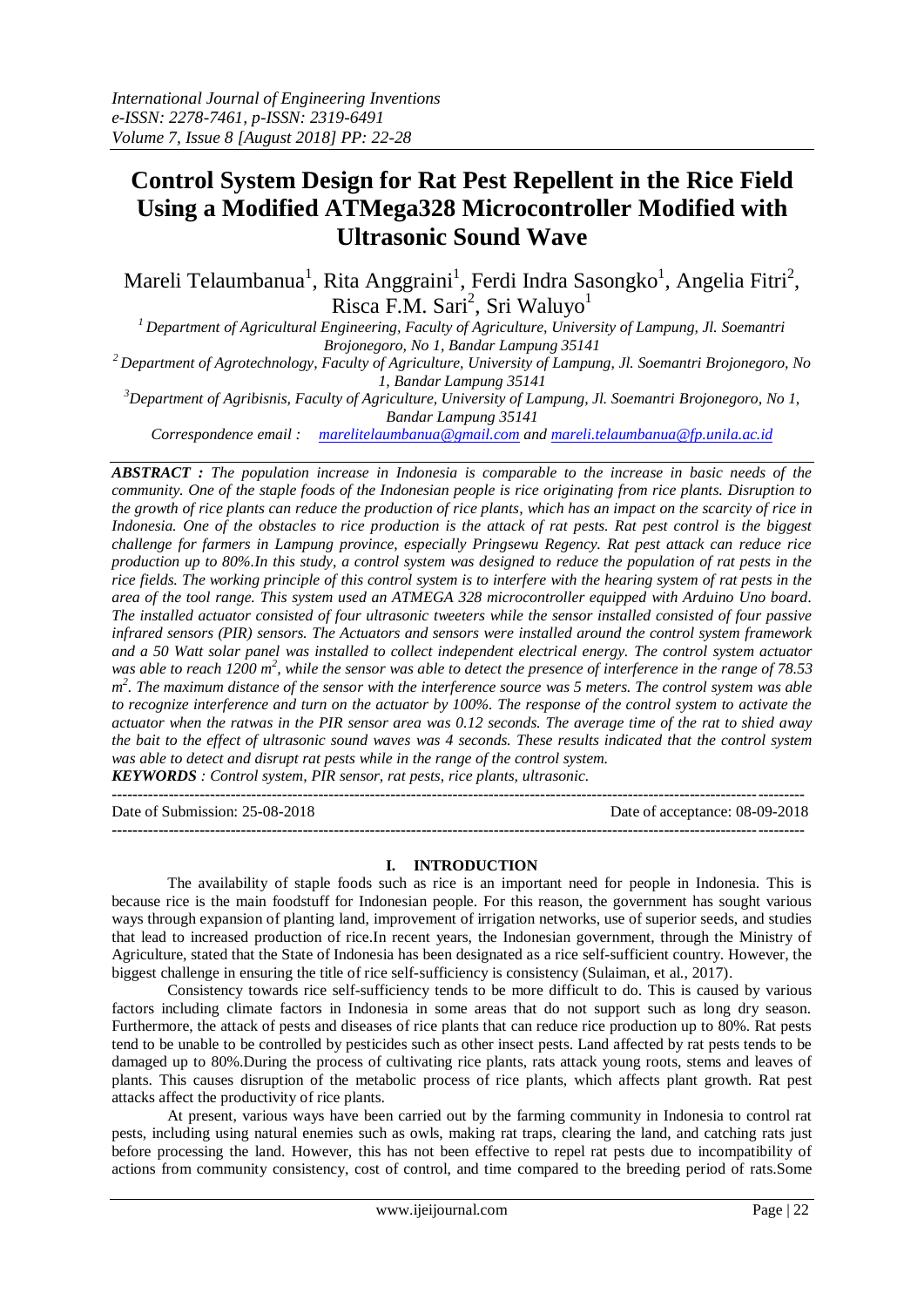# Control System Design for Rat Pest Repellent in the Rice Field Using a Modified ATMega328 Microcontroller Modified with Ultrasonic Sound Wave

Mareli Telaumbanua[1], Rita Anggraini[1], Ferdi Indra Sasongko[1], Angelia Fitri[2], Risca F.M. Sari[2], Sri Waluyo[1]

[1] Department of Agricultural Engineering, Faculty of Agriculture, University of Lampung, Jl. Soemantri Brojonegoro, No 1, Bandar Lampung 35141

[2] Department of Agrotechnology, Faculty of Agriculture, University of Lampung, Jl. Soemantri Brojonegoro, No 1, Bandar Lampung 35141

[3] Department of Agribisnis, Faculty of Agriculture, University of Lampung, Jl. Soemantri Brojonegoro, No 1, Bandar Lampung 35141

*Correspondence email : marelitelaumbanua@gmail.com and mareli.telaumbanua@fp.unila.ac.id*

***ABSTRACT :*** *The population increase in Indonesia is comparable to the increase in basic needs of the community. One of the staple foods of the Indonesian people is rice originating from rice plants. Disruption to the growth of rice plants can reduce the production of rice plants, which has an impact on the scarcity of rice in Indonesia. One of the obstacles to rice production is the attack of rat pests. Rat pest control is the biggest challenge for farmers in Lampung province, especially Pringsewu Regency. Rat pest attack can reduce rice production up to 80%.In this study, a control system was designed to reduce the population of rat pests in the rice fields. The working principle of this control system is to interfere with the hearing system of rat pests in the area of the tool range. This system used an ATMEGA 328 microcontroller equipped with Arduino Uno board. The installed actuator consisted of four ultrasonic tweeters while the sensor installed consisted of four passive infrared sensors (PIR) sensors. The Actuators and sensors were installed around the control system framework and a 50 Watt solar panel was installed to collect independent electrical energy. The control system actuator was able to reach 1200 $m^2$, while the sensor was able to detect the presence of interference in the range of 78.53 $m^2$. The maximum distance of the sensor with the interference source was 5 meters. The control system was able to recognize interference and turn on the actuator by 100%. The response of the control system to activate the actuator when the ratwas in the PIR sensor area was 0.12 seconds. The average time of the rat to shied away the bait to the effect of ultrasonic sound waves was 4 seconds. These results indicated that the control system was able to detect and disrupt rat pests while in the range of the control system.*

***KEYWORDS*** *: Control system, PIR sensor, rat pests, rice plants, ultrasonic.*

---

Date of Submission: 25-08-2018 Date of acceptance: 08-09-2018

---

## I. INTRODUCTION

The availability of staple foods such as rice is an important need for people in Indonesia. This is because rice is the main foodstuff for Indonesian people. For this reason, the government has sought various ways through expansion of planting land, improvement of irrigation networks, use of superior seeds, and studies that lead to increased production of rice.In recent years, the Indonesian government, through the Ministry of Agriculture, stated that the State of Indonesia has been designated as a rice self-sufficient country. However, the biggest challenge in ensuring the title of rice self-sufficiency is consistency (Sulaiman, et al., 2017).

Consistency towards rice self-sufficiency tends to be more difficult to do. This is caused by various factors including climate factors in Indonesia in some areas that do not support such as long dry season. Furthermore, the attack of pests and diseases of rice plants that can reduce rice production up to 80%. Rat pests tend to be unable to be controlled by pesticides such as other insect pests. Land affected by rat pests tends to be damaged up to 80%.During the process of cultivating rice plants, rats attack young roots, stems and leaves of plants. This causes disruption of the metabolic process of rice plants, which affects plant growth. Rat pest attacks affect the productivity of rice plants.

At present, various ways have been carried out by the farming community in Indonesia to control rat pests, including using natural enemies such as owls, making rat traps, clearing the land, and catching rats just before processing the land. However, this has not been effective to repel rat pests due to incompatibility of actions from community consistency, cost of control, and time compared to the breeding period of rats.Some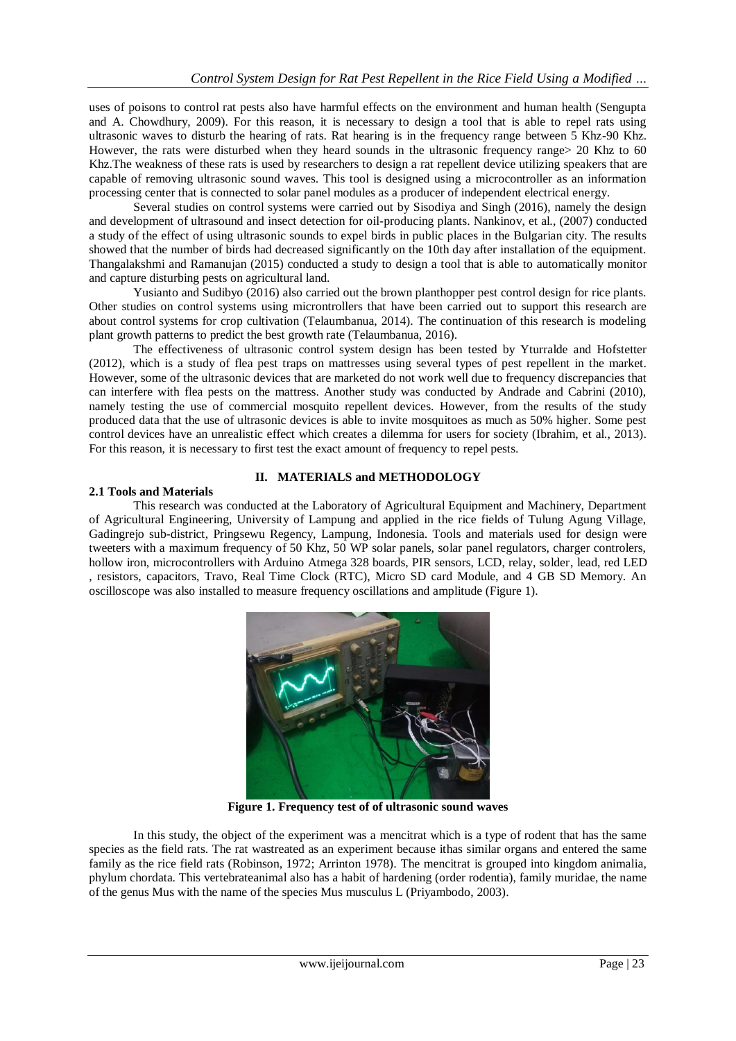uses of poisons to control rat pests also have harmful effects on the environment and human health (Sengupta and A. Chowdhury, 2009). For this reason, it is necessary to design a tool that is able to repel rats using ultrasonic waves to disturb the hearing of rats. Rat hearing is in the frequency range between 5 Khz-90 Khz. However, the rats were disturbed when they heard sounds in the ultrasonic frequency range> 20 Khz to 60 Khz.The weakness of these rats is used by researchers to design a rat repellent device utilizing speakers that are capable of removing ultrasonic sound waves. This tool is designed using a microcontroller as an information processing center that is connected to solar panel modules as a producer of independent electrical energy.

Several studies on control systems were carried out by Sisodiya and Singh (2016), namely the design and development of ultrasound and insect detection for oil-producing plants. Nankinov, et al., (2007) conducted a study of the effect of using ultrasonic sounds to expel birds in public places in the Bulgarian city. The results showed that the number of birds had decreased significantly on the 10th day after installation of the equipment. Thangalakshmi and Ramanujan (2015) conducted a study to design a tool that is able to automatically monitor and capture disturbing pests on agricultural land.

Yusianto and Sudibyo (2016) also carried out the brown planthopper pest control design for rice plants. Other studies on control systems using microntrollers that have been carried out to support this research are about control systems for crop cultivation (Telaumbanua, 2014). The continuation of this research is modeling plant growth patterns to predict the best growth rate (Telaumbanua, 2016).

The effectiveness of ultrasonic control system design has been tested by Yturralde and Hofstetter (2012), which is a study of flea pest traps on mattresses using several types of pest repellent in the market. However, some of the ultrasonic devices that are marketed do not work well due to frequency discrepancies that can interfere with flea pests on the mattress. Another study was conducted by Andrade and Cabrini (2010), namely testing the use of commercial mosquito repellent devices. However, from the results of the study produced data that the use of ultrasonic devices is able to invite mosquitoes as much as 50% higher. Some pest control devices have an unrealistic effect which creates a dilemma for users for society (Ibrahim, et al., 2013). For this reason, it is necessary to first test the exact amount of frequency to repel pests.

## II. MATERIALS and METHODOLOGY

### 2.1 Tools and Materials

This research was conducted at the Laboratory of Agricultural Equipment and Machinery, Department of Agricultural Engineering, University of Lampung and applied in the rice fields of Tulung Agung Village, Gadingrejo sub-district, Pringsewu Regency, Lampung, Indonesia. Tools and materials used for design were tweeters with a maximum frequency of 50 Khz, 50 WP solar panels, solar panel regulators, charger controlers, hollow iron, microcontrollers with Arduino Atmega 328 boards, PIR sensors, LCD, relay, solder, lead, red LED , resistors, capacitors, Travo, Real Time Clock (RTC), Micro SD card Module, and 4 GB SD Memory. An oscilloscope was also installed to measure frequency oscillations and amplitude (Figure 1).

**Figure 1. Frequency test of of ultrasonic sound waves**

In this study, the object of the experiment was a mencitrat which is a type of rodent that has the same species as the field rats. The rat wastreated as an experiment because ithas similar organs and entered the same family as the rice field rats (Robinson, 1972; Arrinton 1978). The mencitrat is grouped into kingdom animalia, phylum chordata. This vertebrateanimal also has a habit of hardening (order rodentia), family muridae, the name of the genus Mus with the name of the species Mus musculus L (Priyambodo, 2003).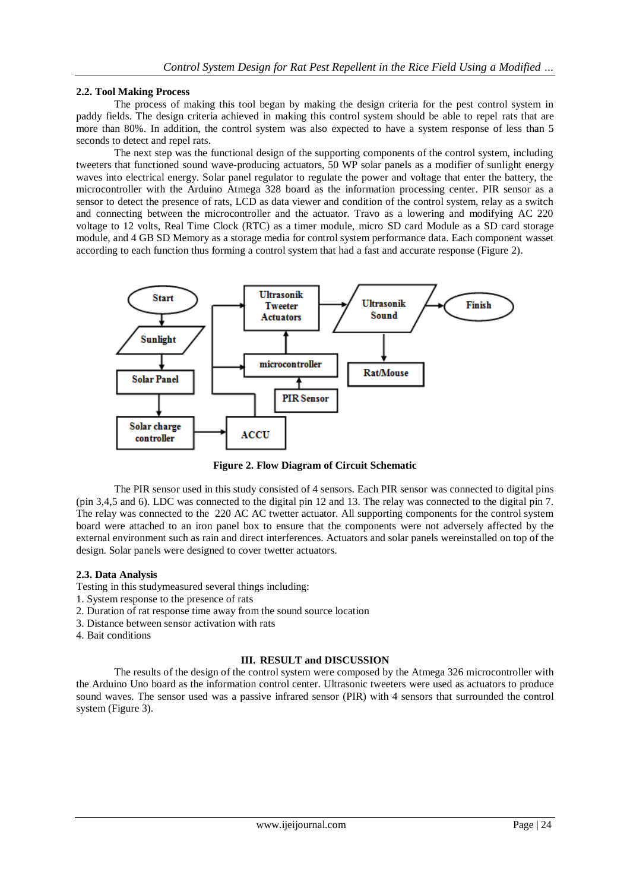### 2.2. Tool Making Process

The process of making this tool began by making the design criteria for the pest control system in paddy fields. The design criteria achieved in making this control system should be able to repel rats that are more than 80%. In addition, the control system was also expected to have a system response of less than 5 seconds to detect and repel rats.

The next step was the functional design of the supporting components of the control system, including tweeters that functioned sound wave-producing actuators, 50 WP solar panels as a modifier of sunlight energy waves into electrical energy. Solar panel regulator to regulate the power and voltage that enter the battery, the microcontroller with the Arduino Atmega 328 board as the information processing center. PIR sensor as a sensor to detect the presence of rats, LCD as data viewer and condition of the control system, relay as a switch and connecting between the microcontroller and the actuator. Travo as a lowering and modifying AC 220 voltage to 12 volts, Real Time Clock (RTC) as a timer module, micro SD card Module as a SD card storage module, and 4 GB SD Memory as a storage media for control system performance data. Each component wasset according to each function thus forming a control system that had a fast and accurate response (Figure 2).

**Figure 2. Flow Diagram of Circuit Schematic**

The PIR sensor used in this study consisted of 4 sensors. Each PIR sensor was connected to digital pins (pin 3,4,5 and 6). LDC was connected to the digital pin 12 and 13. The relay was connected to the digital pin 7. The relay was connected to the 220 AC AC twetter actuator. All supporting components for the control system board were attached to an iron panel box to ensure that the components were not adversely affected by the external environment such as rain and direct interferences. Actuators and solar panels wereinstalled on top of the design. Solar panels were designed to cover twetter actuators.

### 2.3. Data Analysis

Testing in this studymeasured several things including:

1. System response to the presence of rats
2. Duration of rat response time away from the sound source location
3. Distance between sensor activation with rats
4. Bait conditions

## III. RESULT and DISCUSSION

The results of the design of the control system were composed by the Atmega 326 microcontroller with the Arduino Uno board as the information control center. Ultrasonic tweeters were used as actuators to produce sound waves. The sensor used was a passive infrared sensor (PIR) with 4 sensors that surrounded the control system (Figure 3).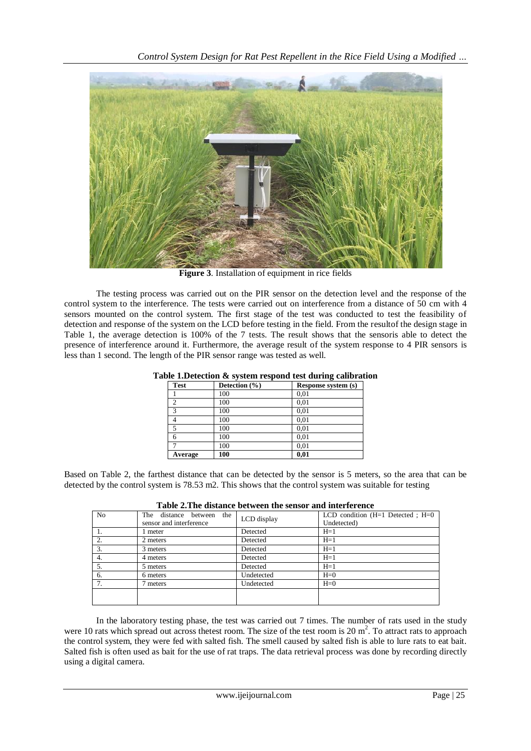**Figure 3**. Installation of equipment in rice fields

The testing process was carried out on the PIR sensor on the detection level and the response of the control system to the interference. The tests were carried out on interference from a distance of 50 cm with 4 sensors mounted on the control system. The first stage of the test was conducted to test the feasibility of detection and response of the system on the LCD before testing in the field. From the resultof the design stage in Table 1, the average detection is 100% of the 7 tests. The result shows that the sensoris able to detect the presence of interference around it. Furthermore, the average result of the system response to 4 PIR sensors is less than 1 second. The length of the PIR sensor range was tested as well.

**Table 1.Detection & system respond test during calibration**

| Test | Detection (%) | Response system (s) |
|---|---|---|
| 1 | 100 | 0,01 |
| 2 | 100 | 0,01 |
| 3 | 100 | 0,01 |
| 4 | 100 | 0,01 |
| 5 | 100 | 0,01 |
| 6 | 100 | 0,01 |
| 7 | 100 | 0,01 |
| **Average** | **100** | **0,01** |

Based on Table 2, the farthest distance that can be detected by the sensor is 5 meters, so the area that can be detected by the control system is 78.53 m2. This shows that the control system was suitable for testing

**Table 2.The distance between the sensor and interference**

| No | The distance between the sensor and interference | LCD display | LCD condition (H=1 Detected ; H=0 Undetected) |
|---|---|---|---|
| 1. | 1 meter | Detected | H=1 |
| 2. | 2 meters | Detected | H=1 |
| 3. | 3 meters | Detected | H=1 |
| 4. | 4 meters | Detected | H=1 |
| 5. | 5 meters | Detected | H=1 |
| 6. | 6 meters | Undetected | H=0 |
| 7. | 7 meters | Undetected | H=0 |
| | | | |

In the laboratory testing phase, the test was carried out 7 times. The number of rats used in the study were 10 rats which spread out across thetest room. The size of the test room is 20 $m^2$. To attract rats to approach the control system, they were fed with salted fish. The smell caused by salted fish is able to lure rats to eat bait. Salted fish is often used as bait for the use of rat traps. The data retrieval process was done by recording directly using a digital camera.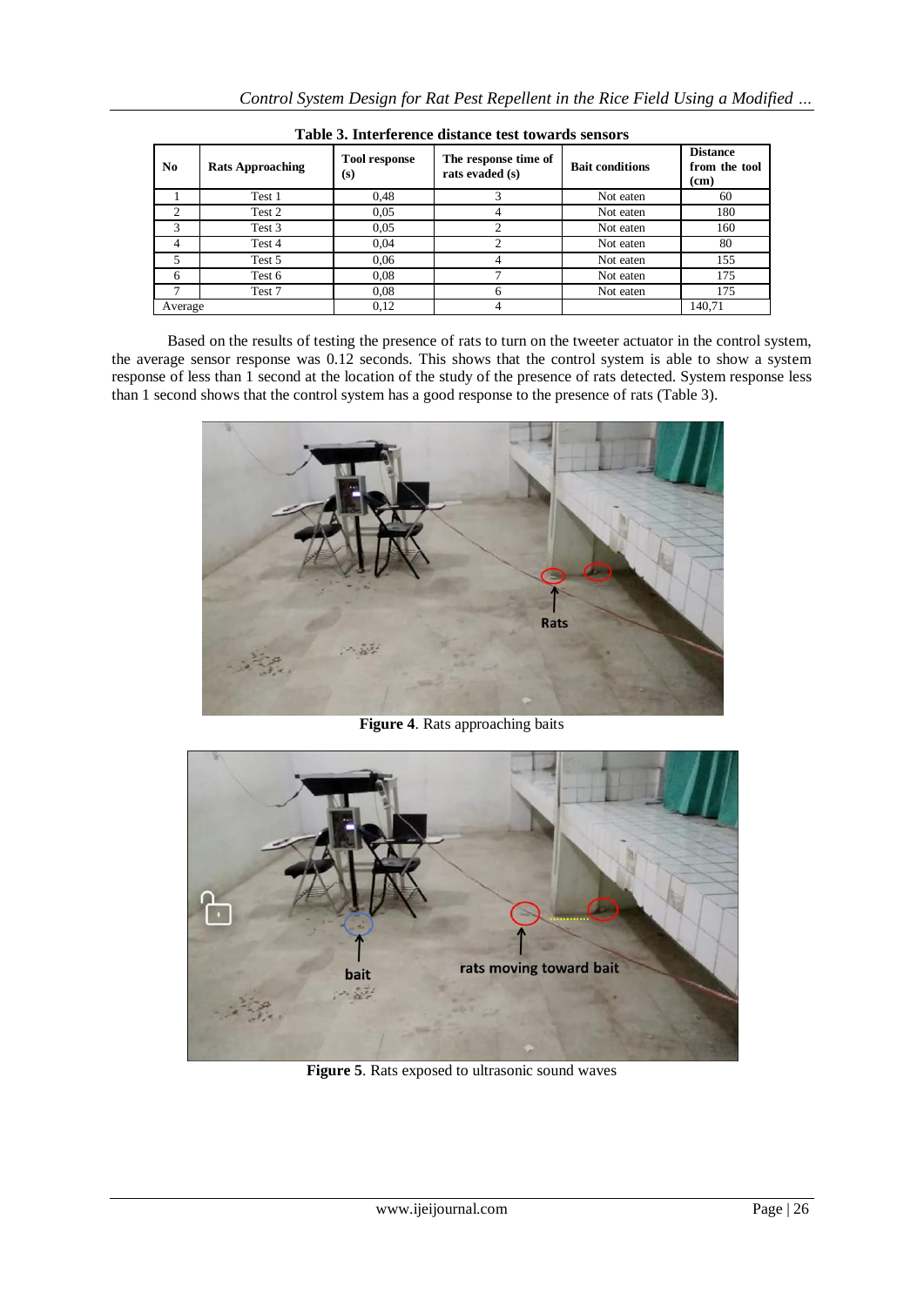**Table 3. Interference distance test towards sensors**

| No | Rats Approaching | Tool response (s) | The response time of rats evaded (s) | Bait conditions | Distance from the tool (cm) |
|---|---|---|---|---|---|
| 1 | Test 1 | 0,48 | 3 | Not eaten | 60 |
| 2 | Test 2 | 0,05 | 4 | Not eaten | 180 |
| 3 | Test 3 | 0,05 | 2 | Not eaten | 160 |
| 4 | Test 4 | 0,04 | 2 | Not eaten | 80 |
| 5 | Test 5 | 0,06 | 4 | Not eaten | 155 |
| 6 | Test 6 | 0,08 | 7 | Not eaten | 175 |
| 7 | Test 7 | 0,08 | 6 | Not eaten | 175 |
| Average | | 0,12 | 4 | | 140,71 |

Based on the results of testing the presence of rats to turn on the tweeter actuator in the control system, the average sensor response was 0.12 seconds. This shows that the control system is able to show a system response of less than 1 second at the location of the study of the presence of rats detected. System response less than 1 second shows that the control system has a good response to the presence of rats (Table 3).

**Figure 4**. Rats approaching baits

**Figure 5**. Rats exposed to ultrasonic sound waves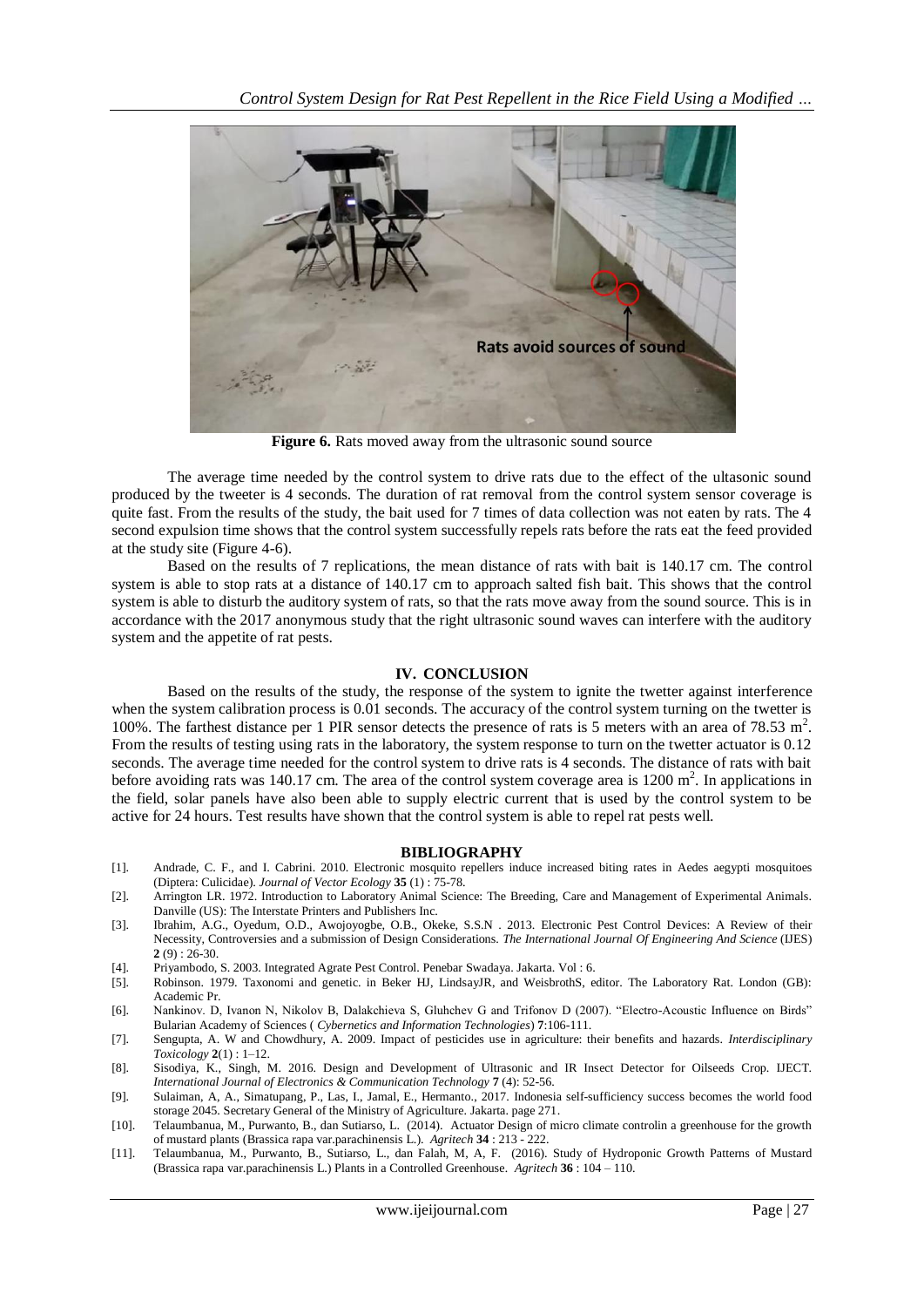**Figure 6.** Rats moved away from the ultrasonic sound source

The average time needed by the control system to drive rats due to the effect of the ultasonic sound produced by the tweeter is 4 seconds. The duration of rat removal from the control system sensor coverage is quite fast. From the results of the study, the bait used for 7 times of data collection was not eaten by rats. The 4 second expulsion time shows that the control system successfully repels rats before the rats eat the feed provided at the study site (Figure 4-6).

Based on the results of 7 replications, the mean distance of rats with bait is 140.17 cm. The control system is able to stop rats at a distance of 140.17 cm to approach salted fish bait. This shows that the control system is able to disturb the auditory system of rats, so that the rats move away from the sound source. This is in accordance with the 2017 anonymous study that the right ultrasonic sound waves can interfere with the auditory system and the appetite of rat pests.

## IV. CONCLUSION

Based on the results of the study, the response of the system to ignite the twetter against interference when the system calibration process is 0.01 seconds. The accuracy of the control system turning on the twetter is 100%. The farthest distance per 1 PIR sensor detects the presence of rats is 5 meters with an area of 78.53 $m^2$. From the results of testing using rats in the laboratory, the system response to turn on the twetter actuator is 0.12 seconds. The average time needed for the control system to drive rats is 4 seconds. The distance of rats with bait before avoiding rats was 140.17 cm. The area of the control system coverage area is 1200 $m^2$. In applications in the field, solar panels have also been able to supply electric current that is used by the control system to be active for 24 hours. Test results have shown that the control system is able to repel rat pests well.

## BIBLIOGRAPHY

[1]. Andrade, C. F., and I. Cabrini. 2010. Electronic mosquito repellers induce increased biting rates in Aedes aegypti mosquitoes (Diptera: Culicidae). *Journal of Vector Ecology* **35** (1) : 75-78.

[2]. Arrington LR. 1972. Introduction to Laboratory Animal Science: The Breeding, Care and Management of Experimental Animals. Danville (US): The Interstate Printers and Publishers Inc.

[3]. Ibrahim, A.G., Oyedum, O.D., Awojoyogbe, O.B., Okeke, S.S.N . 2013. Electronic Pest Control Devices: A Review of their Necessity, Controversies and a submission of Design Considerations. *The International Journal Of Engineering And Science* (IJES) **2** (9) : 26-30.

[4]. Priyambodo, S. 2003. Integrated Agrate Pest Control. Penebar Swadaya. Jakarta. Vol : 6.

[5]. Robinson. 1979. Taxonomi and genetic. in Beker HJ, LindsayJR, and WeisbrothS, editor. The Laboratory Rat. London (GB): Academic Pr.

[6]. Nankinov. D, Ivanon N, Nikolov B, Dalakchieva S, Gluhchev G and Trifonov D (2007). "Electro-Acoustic Influence on Birds" Bularian Academy of Sciences ( *Cybernetics and Information Technologies*) **7**:106-111.

[7]. Sengupta, A. W and Chowdhury, A. 2009. Impact of pesticides use in agriculture: their benefits and hazards. *Interdisciplinary Toxicology* **2**(1) : 1–12.

[8]. Sisodiya, K., Singh, M. 2016. Design and Development of Ultrasonic and IR Insect Detector for Oilseeds Crop. IJECT. *International Journal of Electronics & Communication Technology* **7** (4): 52-56.

[9]. Sulaiman, A, A., Simatupang, P., Las, I., Jamal, E., Hermanto., 2017. Indonesia self-sufficiency success becomes the world food storage 2045. Secretary General of the Ministry of Agriculture. Jakarta. page 271.

[10]. Telaumbanua, M., Purwanto, B., dan Sutiarso, L. (2014). Actuator Design of micro climate controlin a greenhouse for the growth of mustard plants (Brassica rapa var.parachinensis L.). *Agritech* **34** : 213 - 222.

[11]. Telaumbanua, M., Purwanto, B., Sutiarso, L., dan Falah, M, A, F. (2016). Study of Hydroponic Growth Patterns of Mustard (Brassica rapa var.parachinensis L.) Plants in a Controlled Greenhouse. *Agritech* **36** : 104 – 110.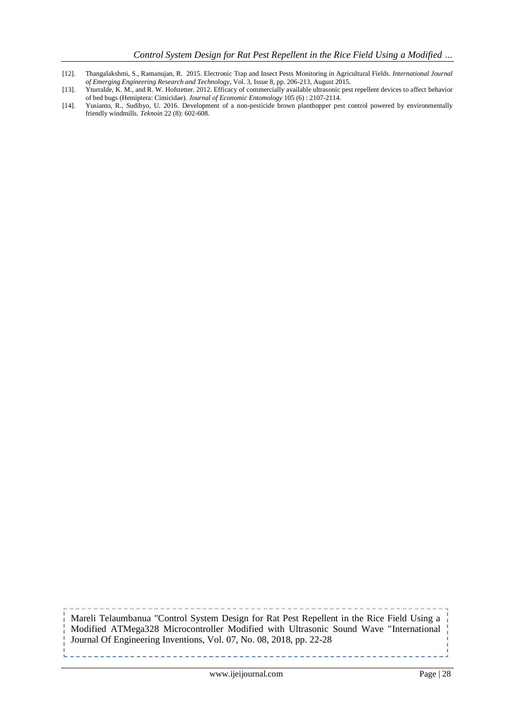[12]. Thangalakshmi, S., Ramanujan, R. 2015. Electronic Trap and Insect Pests Monitoring in Agricultural Fields. *International Journal of Emerging Engineering Research and Technology*, Vol. 3, Issue 8, pp. 206-213, August 2015.

[13]. Yturralde, K. M., and R. W. Hofstetter. 2012. Efficacy of commercially available ultrasonic pest repellent devices to affect behavior of bed bugs (Hemiptera: Cimicidae). *Journal of Economic Entomology* 105 (6) : 2107-2114.

[14]. Yusianto, R., Sudibyo, U. 2016. Development of a non-pesticide brown planthopper pest control powered by environmentally friendly windmills. *Teknoin* 22 (8): 602-608.

Mareli Telaumbanua "Control System Design for Rat Pest Repellent in the Rice Field Using a Modified ATMega328 Microcontroller Modified with Ultrasonic Sound Wave "International Journal Of Engineering Inventions, Vol. 07, No. 08, 2018, pp. 22-28